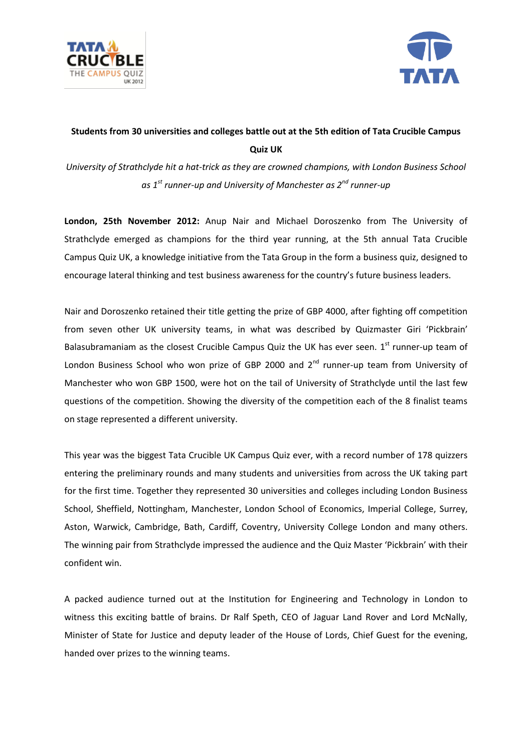**Students from 30 universities and colleges battle out at the 5th edition of Tata Crucible Campus Quiz UK**

*University of Strathclyde hit a hat-trick as they are crowned champions, with London Business School as 1st runner-up and University of Manchester as 2nd runner-up*

**London, 25th November 2012:** Anup Nair and Michael Doroszenko from The University of Strathclyde emerged as champions for the third year running, at the 5th annual Tata Crucible Campus Quiz UK, a knowledge initiative from the Tata Group in the form a business quiz, designed to encourage lateral thinking and test business awareness for the country's future business leaders.

Nair and Doroszenko retained their title getting the prize of GBP 4000, after fighting off competition from seven other UK university teams, in what was described by Quizmaster Giri 'Pickbrain' Balasubramaniam as the closest Crucible Campus Quiz the UK has ever seen. 1st runner-up team of London Business School who won prize of GBP 2000 and 2nd runner-up team from University of Manchester who won GBP 1500, were hot on the tail of University of Strathclyde until the last few questions of the competition. Showing the diversity of the competition each of the 8 finalist teams on stage represented a different university.

This year was the biggest Tata Crucible UK Campus Quiz ever, with a record number of 178 quizzers entering the preliminary rounds and many students and universities from across the UK taking part for the first time. Together they represented 30 universities and colleges including London Business School, Sheffield, Nottingham, Manchester, London School of Economics, Imperial College, Surrey, Aston, Warwick, Cambridge, Bath, Cardiff, Coventry, University College London and many others. The winning pair from Strathclyde impressed the audience and the Quiz Master 'Pickbrain' with their confident win.

A packed audience turned out at the Institution for Engineering and Technology in London to witness this exciting battle of brains. Dr Ralf Speth, CEO of Jaguar Land Rover and Lord McNally, Minister of State for Justice and deputy leader of the House of Lords, Chief Guest for the evening, handed over prizes to the winning teams.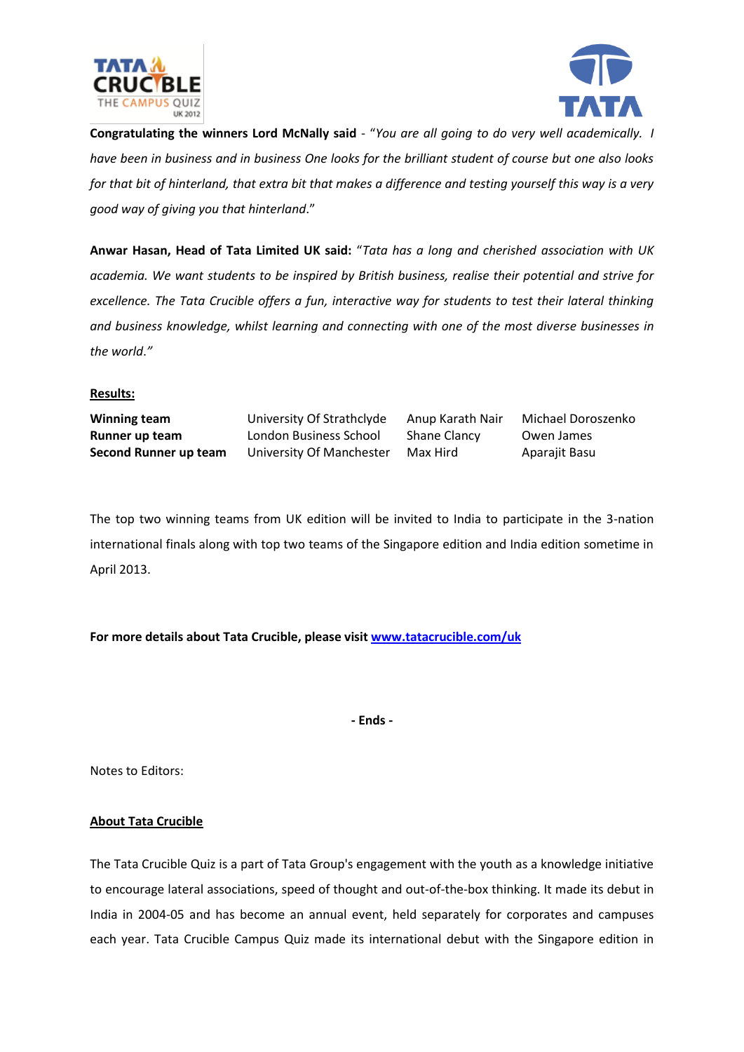**Congratulating the winners Lord McNally said** - "*You are all going to do very well academically. I have been in business and in business One looks for the brilliant student of course but one also looks for that bit of hinterland, that extra bit that makes a difference and testing yourself this way is a very good way of giving you that hinterland*."

**Anwar Hasan, Head of Tata Limited UK said:** "*Tata has a long and cherished association with UK academia. We want students to be inspired by British business, realise their potential and strive for excellence. The Tata Crucible offers a fun, interactive way for students to test their lateral thinking and business knowledge, whilst learning and connecting with one of the most diverse businesses in the world.*"

**Results:**

| | | | |
|---|---|---|---|
| **Winning team** | University Of Strathclyde | Anup Karath Nair | Michael Doroszenko |
| **Runner up team** | London Business School | Shane Clancy | Owen James |
| **Second Runner up team** | University Of Manchester | Max Hird | Aparajit Basu |

The top two winning teams from UK edition will be invited to India to participate in the 3-nation international finals along with top two teams of the Singapore edition and India edition sometime in April 2013.

**For more details about Tata Crucible, please visit [www.tatacrucible.com/uk](www.tatacrucible.com/uk)**

**- Ends -**

Notes to Editors:

**About Tata Crucible**

The Tata Crucible Quiz is a part of Tata Group's engagement with the youth as a knowledge initiative to encourage lateral associations, speed of thought and out-of-the-box thinking. It made its debut in India in 2004-05 and has become an annual event, held separately for corporates and campuses each year. Tata Crucible Campus Quiz made its international debut with the Singapore edition in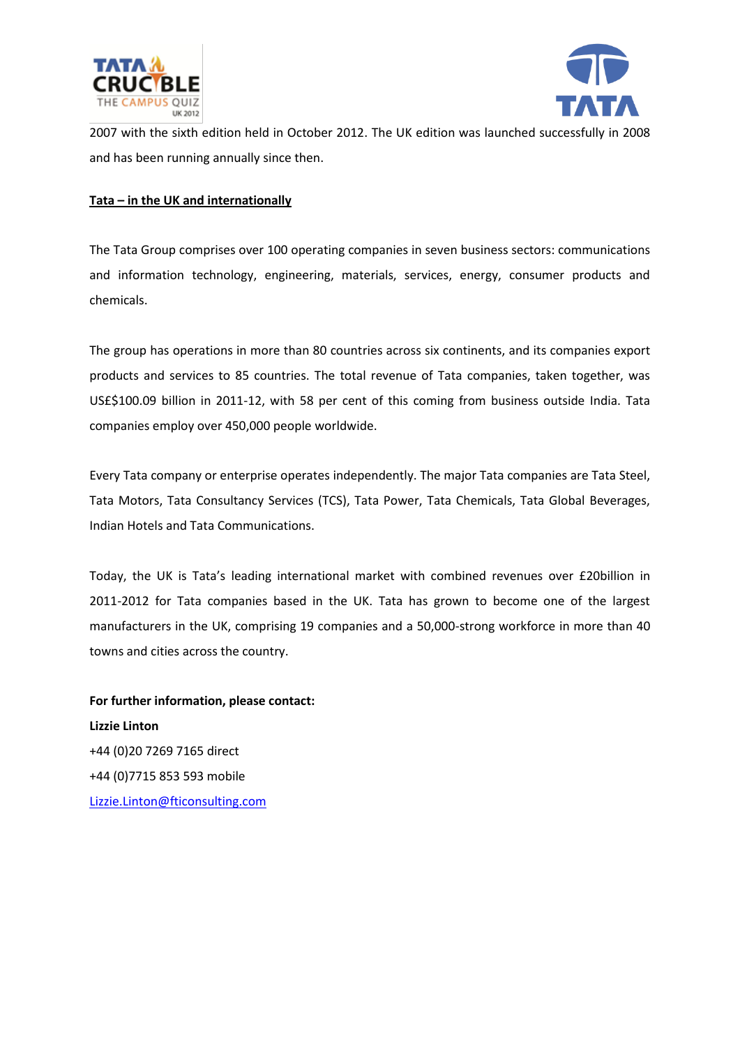2007 with the sixth edition held in October 2012. The UK edition was launched successfully in 2008 and has been running annually since then.

**Tata – in the UK and internationally**

The Tata Group comprises over 100 operating companies in seven business sectors: communications and information technology, engineering, materials, services, energy, consumer products and chemicals.

The group has operations in more than 80 countries across six continents, and its companies export products and services to 85 countries. The total revenue of Tata companies, taken together, was US£$100.09 billion in 2011-12, with 58 per cent of this coming from business outside India. Tata companies employ over 450,000 people worldwide.

Every Tata company or enterprise operates independently. The major Tata companies are Tata Steel, Tata Motors, Tata Consultancy Services (TCS), Tata Power, Tata Chemicals, Tata Global Beverages, Indian Hotels and Tata Communications.

Today, the UK is Tata's leading international market with combined revenues over £20billion in 2011-2012 for Tata companies based in the UK. Tata has grown to become one of the largest manufacturers in the UK, comprising 19 companies and a 50,000-strong workforce in more than 40 towns and cities across the country.

**For further information, please contact:**

**Lizzie Linton**

+44 (0)20 7269 7165 direct

+44 (0)7715 853 593 mobile

Lizzie.Linton@fticonsulting.com